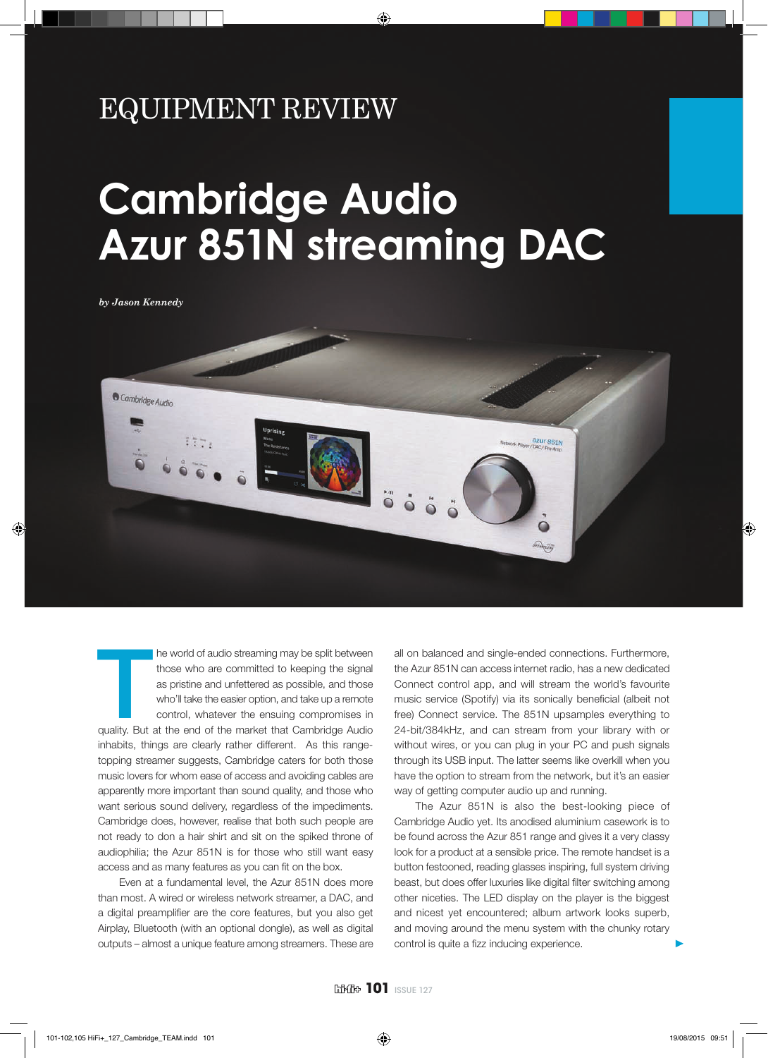EQUIPMENT REVIEW

# Cambridge Audio Azur 851N streaming DAC

*by Jason Kennedy*

The world of audio streaming may be split between those who are committed to keeping the signal as pristine and unfettered as possible, and those who'll take the easier option, and take up a remote control, whatever the ensuing compromises in quality. But at the end of the market that Cambridge Audio inhabits, things are clearly rather different. As this range-topping streamer suggests, Cambridge caters for both those music lovers for whom ease of access and avoiding cables are apparently more important than sound quality, and those who want serious sound delivery, regardless of the impediments. Cambridge does, however, realise that both such people are not ready to don a hair shirt and sit on the spiked throne of audiophilia; the Azur 851N is for those who still want easy access and as many features as you can fit on the box.

Even at a fundamental level, the Azur 851N does more than most. A wired or wireless network streamer, a DAC, and a digital preamplifier are the core features, but you also get Airplay, Bluetooth (with an optional dongle), as well as digital outputs – almost a unique feature among streamers. These are all on balanced and single-ended connections. Furthermore, the Azur 851N can access internet radio, has a new dedicated Connect control app, and will stream the world's favourite music service (Spotify) via its sonically beneficial (albeit not free) Connect service. The 851N upsamples everything to 24-bit/384kHz, and can stream from your library with or without wires, or you can plug in your PC and push signals through its USB input. The latter seems like overkill when you have the option to stream from the network, but it's an easier way of getting computer audio up and running.

The Azur 851N is also the best-looking piece of Cambridge Audio yet. Its anodised aluminium casework is to be found across the Azur 851 range and gives it a very classy look for a product at a sensible price. The remote handset is a button festooned, reading glasses inspiring, full system driving beast, but does offer luxuries like digital filter switching among other niceties. The LED display on the player is the biggest and nicest yet encountered; album artwork looks superb, and moving around the menu system with the chunky rotary control is quite a fizz inducing experience.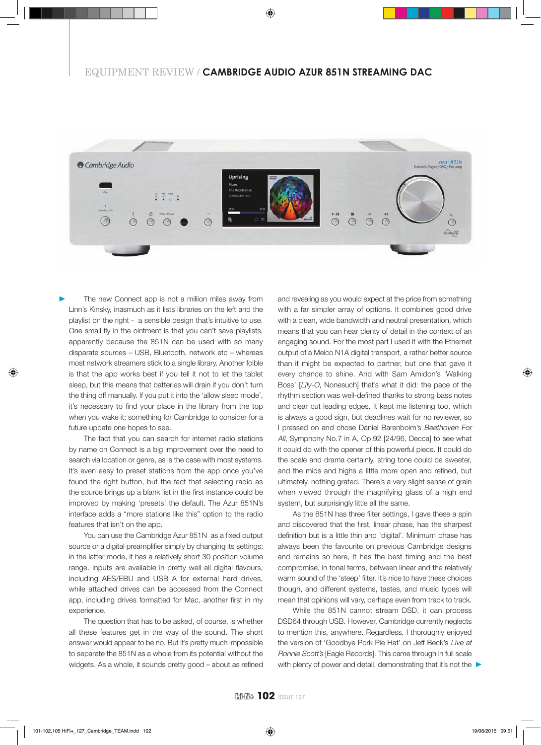The new Connect app is not a million miles away from Linn's Kinsky, inasmuch as it lists libraries on the left and the playlist on the right - a sensible design that's intuitive to use. One small fly in the ointment is that you can't save playlists, apparently because the 851N can be used with so many disparate sources – USB, Bluetooth, network etc – whereas most network streamers stick to a single library. Another foible is that the app works best if you tell it not to let the tablet sleep, but this means that batteries will drain if you don't turn the thing off manually. If you put it into the 'allow sleep mode', it's necessary to find your place in the library from the top when you wake it; something for Cambridge to consider for a future update one hopes to see.

The fact that you can search for internet radio stations by name on Connect is a big improvement over the need to search via location or genre, as is the case with most systems. It's even easy to preset stations from the app once you've found the right button, but the fact that selecting radio as the source brings up a blank list in the first instance could be improved by making 'presets' the default. The Azur 851N's interface adds a "more stations like this" option to the radio features that isn't on the app.

You can use the Cambridge Azur 851N as a fixed output source or a digital preamplifier simply by changing its settings; in the latter mode, it has a relatively short 30 position volume range. Inputs are available in pretty well all digital flavours, including AES/EBU and USB A for external hard drives, while attached drives can be accessed from the Connect app, including drives formatted for Mac, another first in my experience.

The question that has to be asked, of course, is whether all these features get in the way of the sound. The short answer would appear to be no. But it's pretty much impossible to separate the 851N as a whole from its potential without the widgets. As a whole, it sounds pretty good – about as refined and revealing as you would expect at the price from something with a far simpler array of options. It combines good drive with a clean, wide bandwidth and neutral presentation, which means that you can hear plenty of detail in the context of an engaging sound. For the most part I used it with the Ethernet output of a Melco N1A digital transport, a rather better source than it might be expected to partner, but one that gave it every chance to shine. And with Sam Amidon's 'Walking Boss' [*Lily-O*, Nonesuch] that's what it did: the pace of the rhythm section was well-defined thanks to strong bass notes and clear cut leading edges. It kept me listening too, which is always a good sign, but deadlines wait for no reviewer, so I pressed on and chose Daniel Barenboim's *Beethoven For All*, Symphony No.7 in A, Op.92 [24/96, Decca] to see what it could do with the opener of this powerful piece. It could do the scale and drama certainly, string tone could be sweeter, and the mids and highs a little more open and refined, but ultimately, nothing grated. There's a very slight sense of grain when viewed through the magnifying glass of a high end system, but surprisingly little all the same.

As the 851N has three filter settings, I gave these a spin and discovered that the first, linear phase, has the sharpest definition but is a little thin and 'digital'. Minimum phase has always been the favourite on previous Cambridge designs and remains so here, it has the best timing and the best compromise, in tonal terms, between linear and the relatively warm sound of the 'steep' filter. It's nice to have these choices though, and different systems, tastes, and music types will mean that opinions will vary, perhaps even from track to track.

While the 851N cannot stream DSD, it can process DSD64 through USB. However, Cambridge currently neglects to mention this, anywhere. Regardless, I thoroughly enjoyed the version of 'Goodbye Pork Pie Hat' on Jeff Beck's *Live at Ronnie Scott's* [Eagle Records]. This came through in full scale with plenty of power and detail, demonstrating that it's not the ►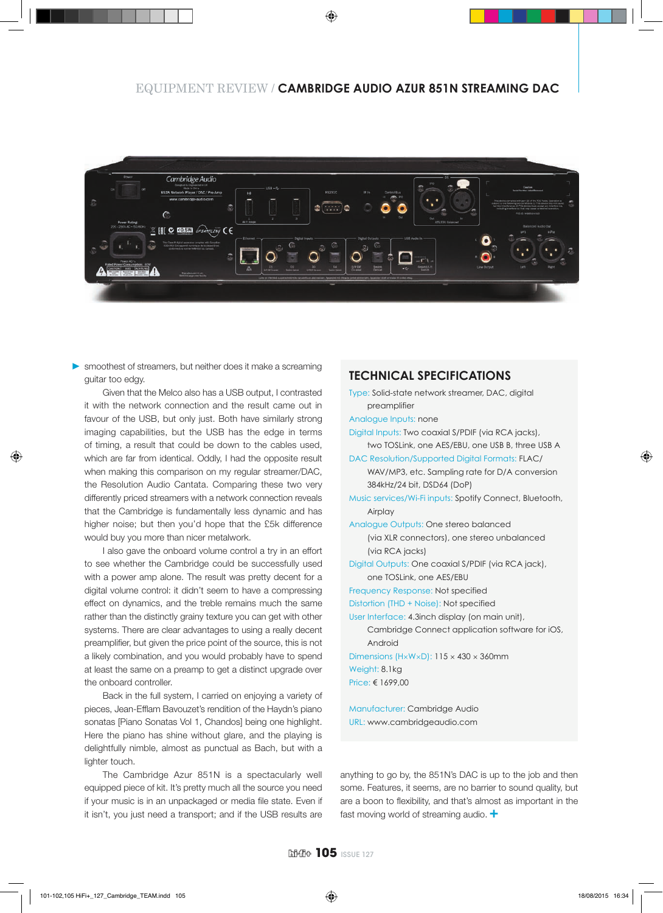smoothest of streamers, but neither does it make a screaming guitar too edgy.

Given that the Melco also has a USB output, I contrasted it with the network connection and the result came out in favour of the USB, but only just. Both have similarly strong imaging capabilities, but the USB has the edge in terms of timing, a result that could be down to the cables used, which are far from identical. Oddly, I had the opposite result when making this comparison on my regular streamer/DAC, the Resolution Audio Cantata. Comparing these two very differently priced streamers with a network connection reveals that the Cambridge is fundamentally less dynamic and has higher noise; but then you'd hope that the £5k difference would buy you more than nicer metalwork.

I also gave the onboard volume control a try in an effort to see whether the Cambridge could be successfully used with a power amp alone. The result was pretty decent for a digital volume control: it didn't seem to have a compressing effect on dynamics, and the treble remains much the same rather than the distinctly grainy texture you can get with other systems. There are clear advantages to using a really decent preamplifier, but given the price point of the source, this is not a likely combination, and you would probably have to spend at least the same on a preamp to get a distinct upgrade over the onboard controller.

Back in the full system, I carried on enjoying a variety of pieces, Jean-Efflam Bavouzet's rendition of the Haydn's piano sonatas [Piano Sonatas Vol 1, Chandos] being one highlight. Here the piano has shine without glare, and the playing is delightfully nimble, almost as punctual as Bach, but with a lighter touch.

The Cambridge Azur 851N is a spectacularly well equipped piece of kit. It's pretty much all the source you need if your music is in an unpackaged or media file state. Even if it isn't, you just need a transport; and if the USB results are anything to go by, the 851N's DAC is up to the job and then some. Features, it seems, are no barrier to sound quality, but are a boon to flexibility, and that's almost as important in the fast moving world of streaming audio. +

## TECHNICAL SPECIFICATIONS

Type: Solid-state network streamer, DAC, digital preamplifier

Analogue Inputs: none

Digital Inputs: Two coaxial S/PDIF (via RCA jacks), two TOSLink, one AES/EBU, one USB B, three USB A

DAC Resolution/Supported Digital Formats: FLAC/ WAV/MP3, etc. Sampling rate for D/A conversion 384kHz/24 bit, DSD64 (DoP)

Music services/Wi-Fi inputs: Spotify Connect, Bluetooth, Airplay

Analogue Outputs: One stereo balanced (via XLR connectors), one stereo unbalanced (via RCA jacks)

Digital Outputs: One coaxial S/PDIF (via RCA jack), one TOSLink, one AES/EBU

Frequency Response: Not specified

Distortion (THD + Noise): Not specified

User Interface: 4.3inch display (on main unit), Cambridge Connect application software for iOS, Android

Dimensions (H×W×D): 115 × 430 × 360mm

Weight: 8.1kg

Price: € 1699,00

Manufacturer: Cambridge Audio

URL: www.cambridgeaudio.com